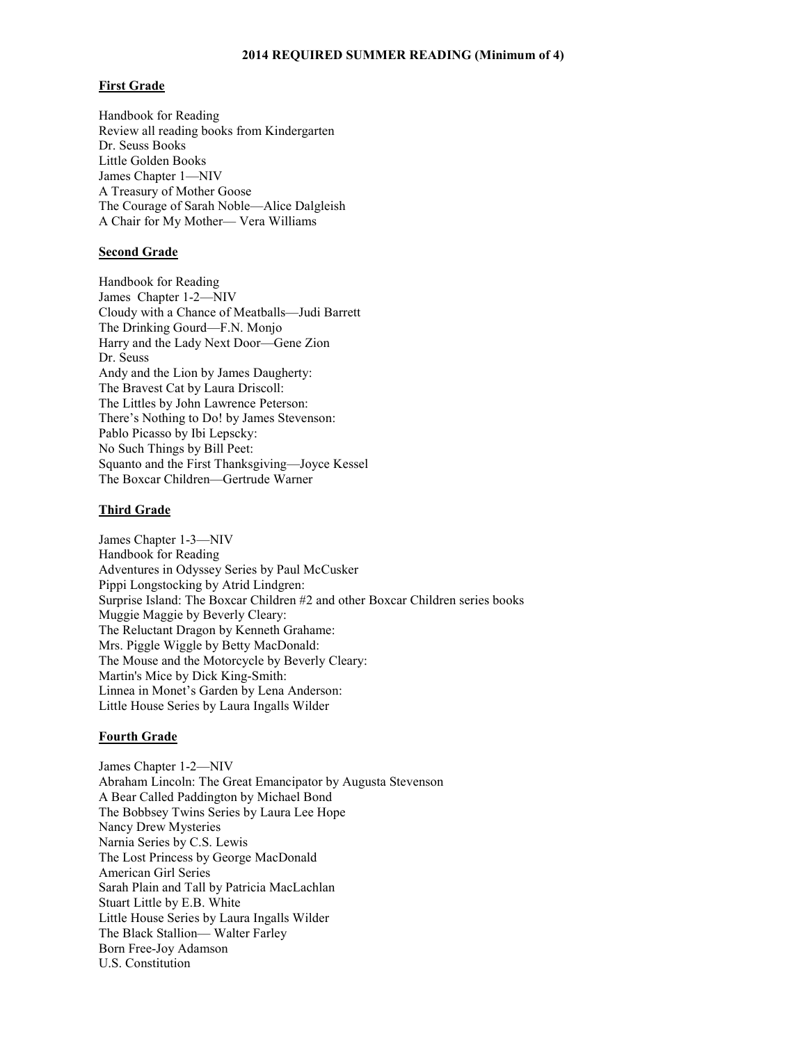# 2014 REQUIRED SUMMER READING (Minimum of 4)

## First Grade

Handbook for Reading
Review all reading books from Kindergarten
Dr. Seuss Books
Little Golden Books
James Chapter 1—NIV
A Treasury of Mother Goose
The Courage of Sarah Noble—Alice Dalgleish
A Chair for My Mother— Vera Williams

## Second Grade

Handbook for Reading
James Chapter 1-2—NIV
Cloudy with a Chance of Meatballs—Judi Barrett
The Drinking Gourd—F.N. Monjo
Harry and the Lady Next Door—Gene Zion
Dr. Seuss
Andy and the Lion by James Daugherty:
The Bravest Cat by Laura Driscoll:
The Littles by John Lawrence Peterson:
There's Nothing to Do! by James Stevenson:
Pablo Picasso by Ibi Lepscky:
No Such Things by Bill Peet:
Squanto and the First Thanksgiving—Joyce Kessel
The Boxcar Children—Gertrude Warner

## Third Grade

James Chapter 1-3—NIV
Handbook for Reading
Adventures in Odyssey Series by Paul McCusker
Pippi Longstocking by Atrid Lindgren:
Surprise Island: The Boxcar Children #2 and other Boxcar Children series books
Muggie Maggie by Beverly Cleary:
The Reluctant Dragon by Kenneth Grahame:
Mrs. Piggle Wiggle by Betty MacDonald:
The Mouse and the Motorcycle by Beverly Cleary:
Martin's Mice by Dick King-Smith:
Linnea in Monet's Garden by Lena Anderson:
Little House Series by Laura Ingalls Wilder

## Fourth Grade

James Chapter 1-2—NIV
Abraham Lincoln: The Great Emancipator by Augusta Stevenson
A Bear Called Paddington by Michael Bond
The Bobbsey Twins Series by Laura Lee Hope
Nancy Drew Mysteries
Narnia Series by C.S. Lewis
The Lost Princess by George MacDonald
American Girl Series
Sarah Plain and Tall by Patricia MacLachlan
Stuart Little by E.B. White
Little House Series by Laura Ingalls Wilder
The Black Stallion— Walter Farley
Born Free-Joy Adamson
U.S. Constitution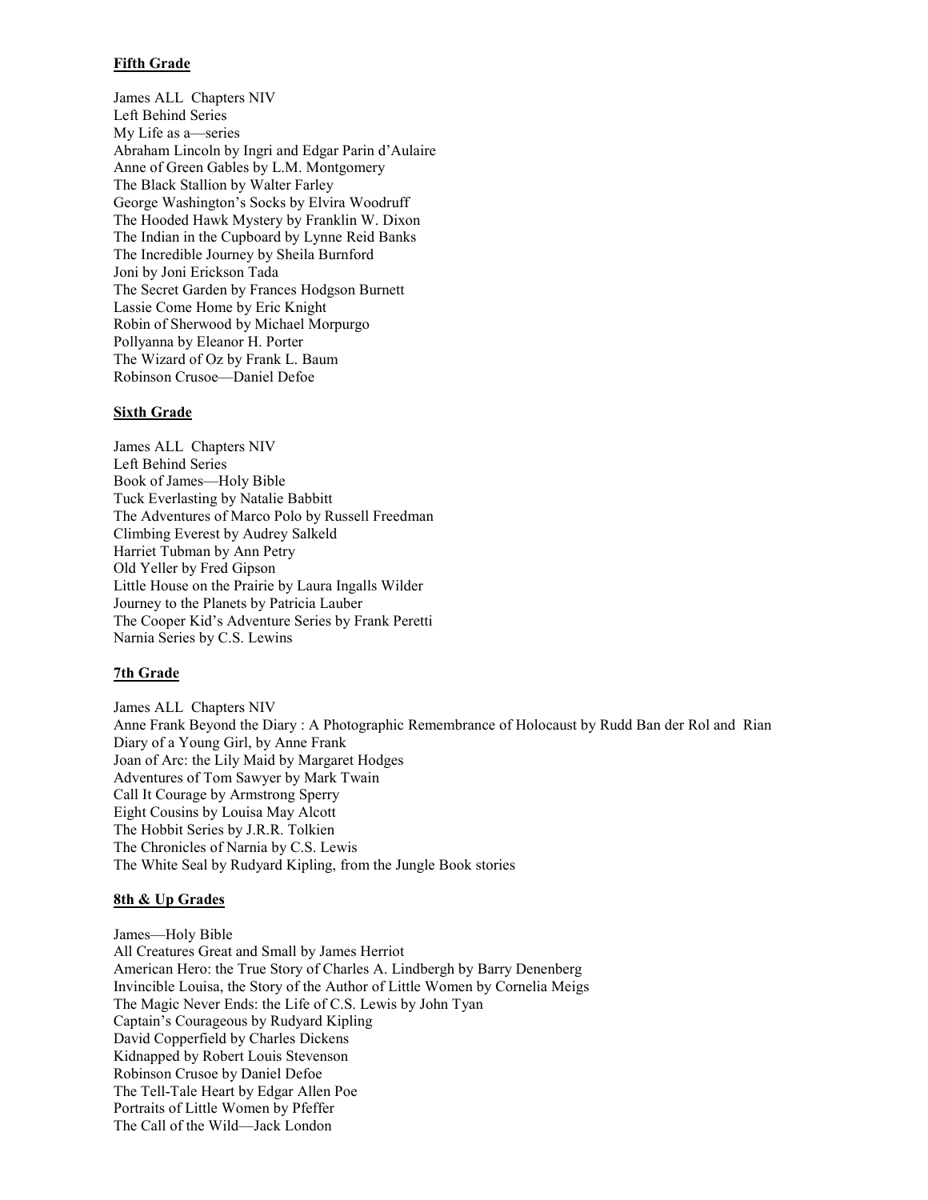**Fifth Grade**

James ALL Chapters NIV
Left Behind Series
My Life as a—series
Abraham Lincoln by Ingri and Edgar Parin d'Aulaire
Anne of Green Gables by L.M. Montgomery
The Black Stallion by Walter Farley
George Washington's Socks by Elvira Woodruff
The Hooded Hawk Mystery by Franklin W. Dixon
The Indian in the Cupboard by Lynne Reid Banks
The Incredible Journey by Sheila Burnford
Joni by Joni Erickson Tada
The Secret Garden by Frances Hodgson Burnett
Lassie Come Home by Eric Knight
Robin of Sherwood by Michael Morpurgo
Pollyanna by Eleanor H. Porter
The Wizard of Oz by Frank L. Baum
Robinson Crusoe—Daniel Defoe

**Sixth Grade**

James ALL Chapters NIV
Left Behind Series
Book of James—Holy Bible
Tuck Everlasting by Natalie Babbitt
The Adventures of Marco Polo by Russell Freedman
Climbing Everest by Audrey Salkeld
Harriet Tubman by Ann Petry
Old Yeller by Fred Gipson
Little House on the Prairie by Laura Ingalls Wilder
Journey to the Planets by Patricia Lauber
The Cooper Kid's Adventure Series by Frank Peretti
Narnia Series by C.S. Lewins

**7th Grade**

James ALL Chapters NIV
Anne Frank Beyond the Diary : A Photographic Remembrance of Holocaust by Rudd Ban der Rol and Rian
Diary of a Young Girl, by Anne Frank
Joan of Arc: the Lily Maid by Margaret Hodges
Adventures of Tom Sawyer by Mark Twain
Call It Courage by Armstrong Sperry
Eight Cousins by Louisa May Alcott
The Hobbit Series by J.R.R. Tolkien
The Chronicles of Narnia by C.S. Lewis
The White Seal by Rudyard Kipling, from the Jungle Book stories

**8th & Up Grades**

James—Holy Bible
All Creatures Great and Small by James Herriot
American Hero: the True Story of Charles A. Lindbergh by Barry Denenberg
Invincible Louisa, the Story of the Author of Little Women by Cornelia Meigs
The Magic Never Ends: the Life of C.S. Lewis by John Tyan
Captain's Courageous by Rudyard Kipling
David Copperfield by Charles Dickens
Kidnapped by Robert Louis Stevenson
Robinson Crusoe by Daniel Defoe
The Tell-Tale Heart by Edgar Allen Poe
Portraits of Little Women by Pfeffer
The Call of the Wild—Jack London